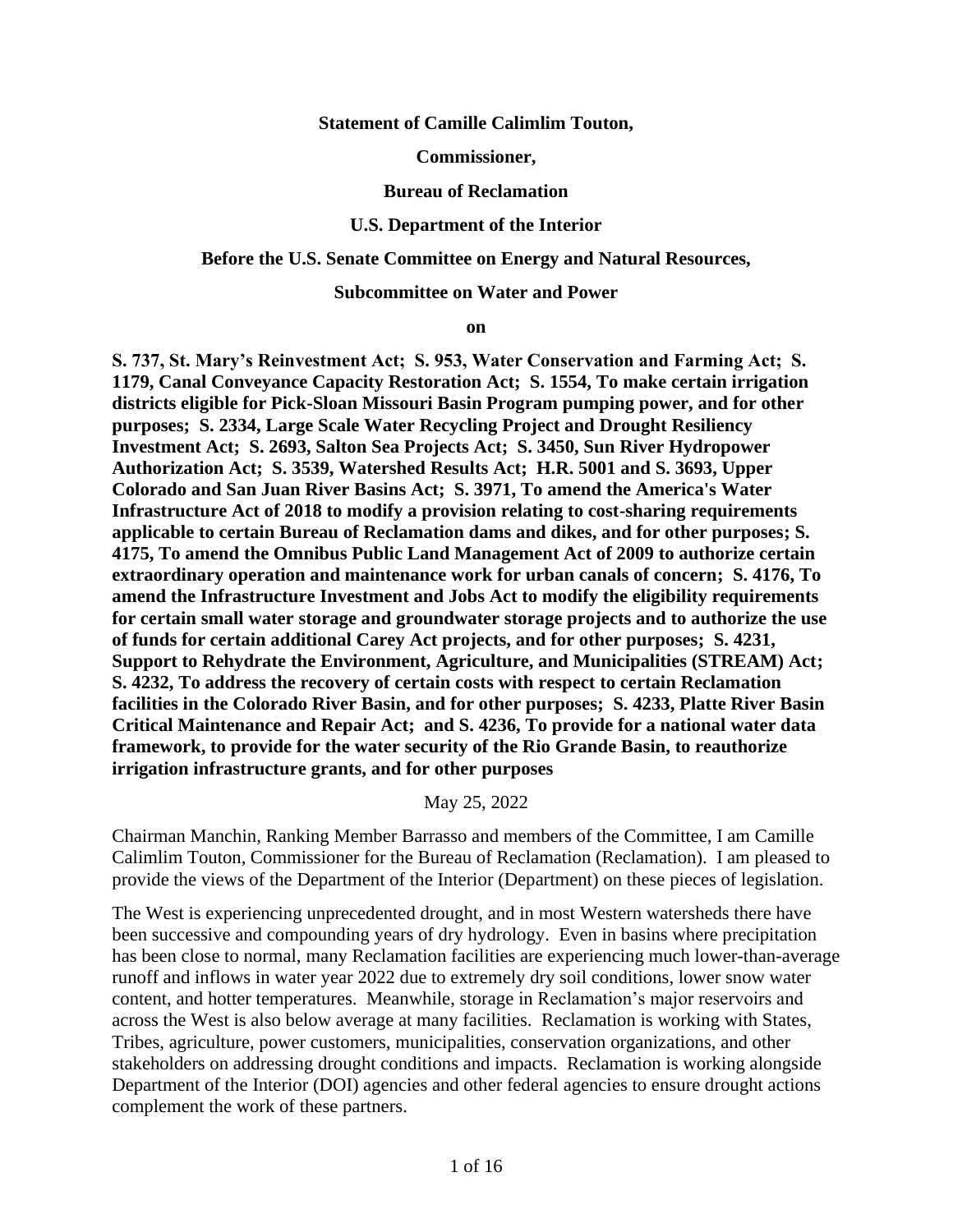**Statement of Camille Calimlim Touton,**

**Commissioner,**

**Bureau of Reclamation**

**U.S. Department of the Interior**

**Before the U.S. Senate Committee on Energy and Natural Resources,**

**Subcommittee on Water and Power**

**on**

**S. 737, St. Mary's Reinvestment Act; S. 953, Water Conservation and Farming Act; S. 1179, Canal Conveyance Capacity Restoration Act; S. 1554, To make certain irrigation districts eligible for Pick-Sloan Missouri Basin Program pumping power, and for other purposes; S. 2334, Large Scale Water Recycling Project and Drought Resiliency Investment Act; S. 2693, Salton Sea Projects Act; S. 3450, Sun River Hydropower Authorization Act; S. 3539, Watershed Results Act; H.R. 5001 and S. 3693, Upper Colorado and San Juan River Basins Act; S. 3971, To amend the America's Water Infrastructure Act of 2018 to modify a provision relating to cost-sharing requirements applicable to certain Bureau of Reclamation dams and dikes, and for other purposes; S. 4175, To amend the Omnibus Public Land Management Act of 2009 to authorize certain extraordinary operation and maintenance work for urban canals of concern; S. 4176, To amend the Infrastructure Investment and Jobs Act to modify the eligibility requirements for certain small water storage and groundwater storage projects and to authorize the use of funds for certain additional Carey Act projects, and for other purposes; S. 4231, Support to Rehydrate the Environment, Agriculture, and Municipalities (STREAM) Act; S. 4232, To address the recovery of certain costs with respect to certain Reclamation facilities in the Colorado River Basin, and for other purposes; S. 4233, Platte River Basin Critical Maintenance and Repair Act; and S. 4236, To provide for a national water data framework, to provide for the water security of the Rio Grande Basin, to reauthorize irrigation infrastructure grants, and for other purposes**

May 25, 2022

Chairman Manchin, Ranking Member Barrasso and members of the Committee, I am Camille Calimlim Touton, Commissioner for the Bureau of Reclamation (Reclamation). I am pleased to provide the views of the Department of the Interior (Department) on these pieces of legislation.

The West is experiencing unprecedented drought, and in most Western watersheds there have been successive and compounding years of dry hydrology. Even in basins where precipitation has been close to normal, many Reclamation facilities are experiencing much lower-than-average runoff and inflows in water year 2022 due to extremely dry soil conditions, lower snow water content, and hotter temperatures. Meanwhile, storage in Reclamation's major reservoirs and across the West is also below average at many facilities. Reclamation is working with States, Tribes, agriculture, power customers, municipalities, conservation organizations, and other stakeholders on addressing drought conditions and impacts. Reclamation is working alongside Department of the Interior (DOI) agencies and other federal agencies to ensure drought actions complement the work of these partners.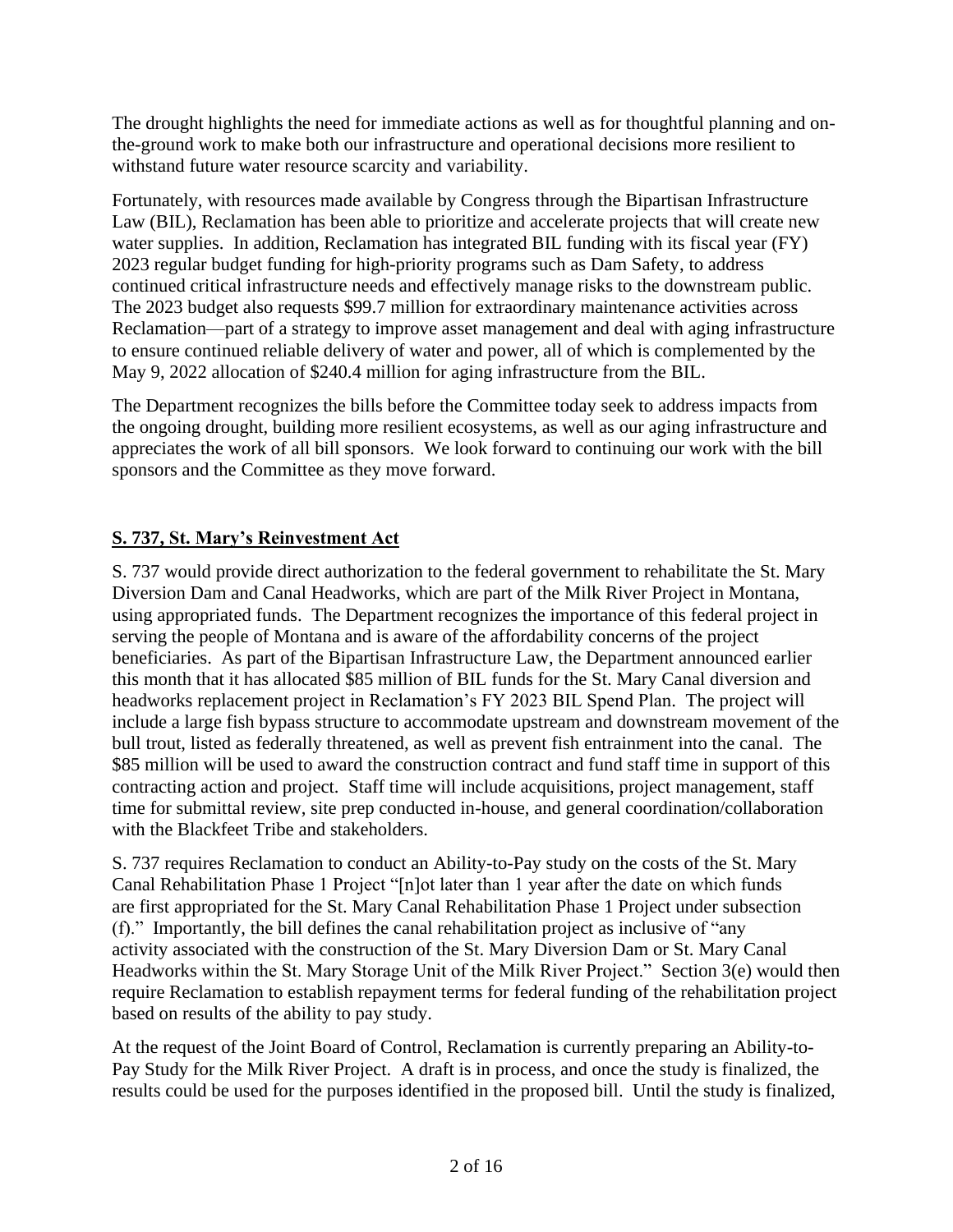The drought highlights the need for immediate actions as well as for thoughtful planning and on-the-ground work to make both our infrastructure and operational decisions more resilient to withstand future water resource scarcity and variability.

Fortunately, with resources made available by Congress through the Bipartisan Infrastructure Law (BIL), Reclamation has been able to prioritize and accelerate projects that will create new water supplies. In addition, Reclamation has integrated BIL funding with its fiscal year (FY) 2023 regular budget funding for high-priority programs such as Dam Safety, to address continued critical infrastructure needs and effectively manage risks to the downstream public. The 2023 budget also requests $99.7 million for extraordinary maintenance activities across Reclamation—part of a strategy to improve asset management and deal with aging infrastructure to ensure continued reliable delivery of water and power, all of which is complemented by the May 9, 2022 allocation of $240.4 million for aging infrastructure from the BIL.

The Department recognizes the bills before the Committee today seek to address impacts from the ongoing drought, building more resilient ecosystems, as well as our aging infrastructure and appreciates the work of all bill sponsors. We look forward to continuing our work with the bill sponsors and the Committee as they move forward.

## **S. 737, St. Mary's Reinvestment Act**

S. 737 would provide direct authorization to the federal government to rehabilitate the St. Mary Diversion Dam and Canal Headworks, which are part of the Milk River Project in Montana, using appropriated funds. The Department recognizes the importance of this federal project in serving the people of Montana and is aware of the affordability concerns of the project beneficiaries. As part of the Bipartisan Infrastructure Law, the Department announced earlier this month that it has allocated $85 million of BIL funds for the St. Mary Canal diversion and headworks replacement project in Reclamation's FY 2023 BIL Spend Plan. The project will include a large fish bypass structure to accommodate upstream and downstream movement of the bull trout, listed as federally threatened, as well as prevent fish entrainment into the canal. The $85 million will be used to award the construction contract and fund staff time in support of this contracting action and project. Staff time will include acquisitions, project management, staff time for submittal review, site prep conducted in-house, and general coordination/collaboration with the Blackfeet Tribe and stakeholders.

S. 737 requires Reclamation to conduct an Ability-to-Pay study on the costs of the St. Mary Canal Rehabilitation Phase 1 Project "[n]ot later than 1 year after the date on which funds are first appropriated for the St. Mary Canal Rehabilitation Phase 1 Project under subsection (f)." Importantly, the bill defines the canal rehabilitation project as inclusive of "any activity associated with the construction of the St. Mary Diversion Dam or St. Mary Canal Headworks within the St. Mary Storage Unit of the Milk River Project." Section 3(e) would then require Reclamation to establish repayment terms for federal funding of the rehabilitation project based on results of the ability to pay study.

At the request of the Joint Board of Control, Reclamation is currently preparing an Ability-to-Pay Study for the Milk River Project. A draft is in process, and once the study is finalized, the results could be used for the purposes identified in the proposed bill. Until the study is finalized,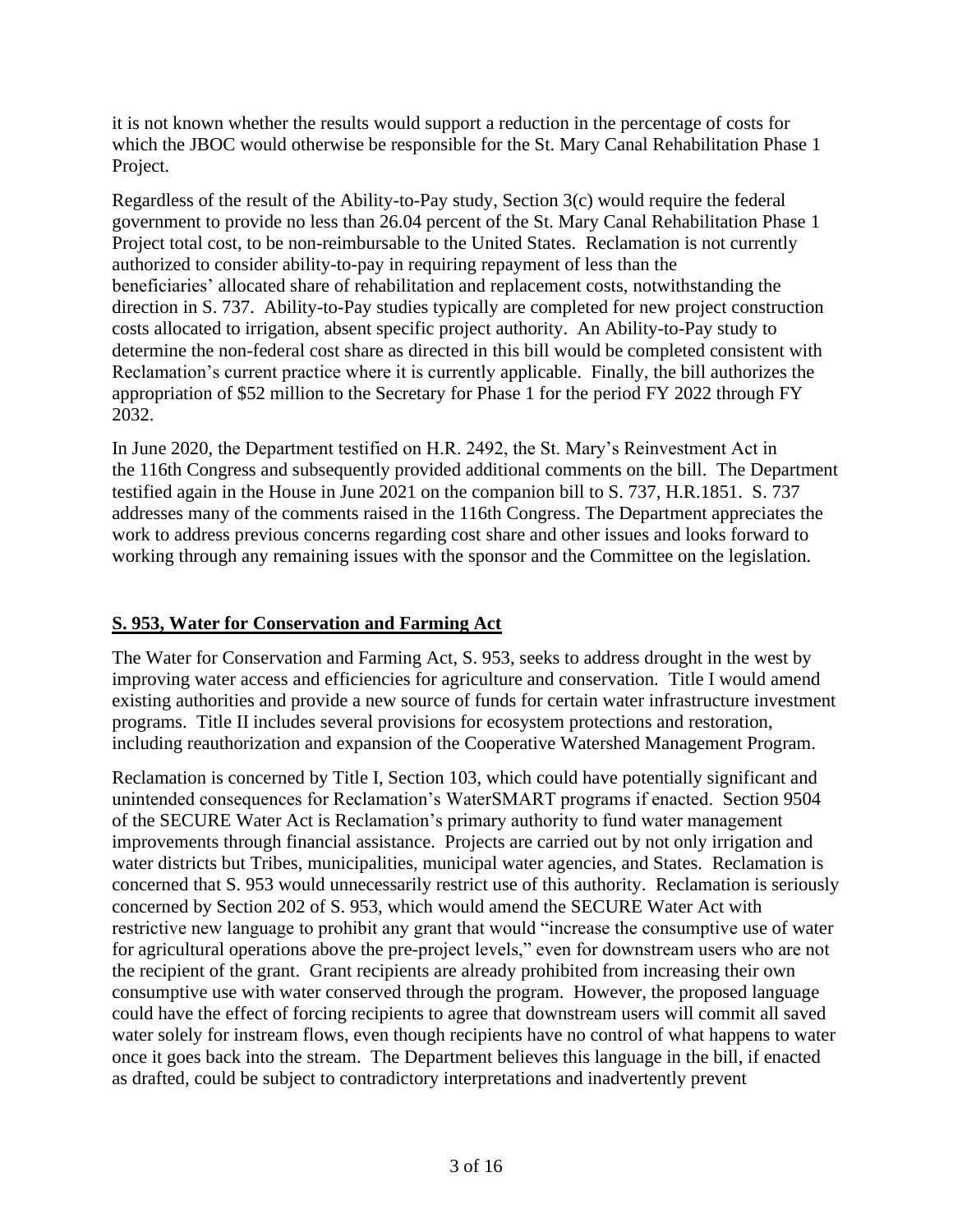it is not known whether the results would support a reduction in the percentage of costs for which the JBOC would otherwise be responsible for the St. Mary Canal Rehabilitation Phase 1 Project.

Regardless of the result of the Ability-to-Pay study, Section 3(c) would require the federal government to provide no less than 26.04 percent of the St. Mary Canal Rehabilitation Phase 1 Project total cost, to be non-reimbursable to the United States. Reclamation is not currently authorized to consider ability-to-pay in requiring repayment of less than the beneficiaries' allocated share of rehabilitation and replacement costs, notwithstanding the direction in S. 737. Ability-to-Pay studies typically are completed for new project construction costs allocated to irrigation, absent specific project authority. An Ability-to-Pay study to determine the non-federal cost share as directed in this bill would be completed consistent with Reclamation's current practice where it is currently applicable. Finally, the bill authorizes the appropriation of $52 million to the Secretary for Phase 1 for the period FY 2022 through FY 2032.

In June 2020, the Department testified on H.R. 2492, the St. Mary's Reinvestment Act in the 116th Congress and subsequently provided additional comments on the bill. The Department testified again in the House in June 2021 on the companion bill to S. 737, H.R.1851. S. 737 addresses many of the comments raised in the 116th Congress. The Department appreciates the work to address previous concerns regarding cost share and other issues and looks forward to working through any remaining issues with the sponsor and the Committee on the legislation.

## **S. 953, Water for Conservation and Farming Act**

The Water for Conservation and Farming Act, S. 953, seeks to address drought in the west by improving water access and efficiencies for agriculture and conservation. Title I would amend existing authorities and provide a new source of funds for certain water infrastructure investment programs. Title II includes several provisions for ecosystem protections and restoration, including reauthorization and expansion of the Cooperative Watershed Management Program.

Reclamation is concerned by Title I, Section 103, which could have potentially significant and unintended consequences for Reclamation's WaterSMART programs if enacted. Section 9504 of the SECURE Water Act is Reclamation's primary authority to fund water management improvements through financial assistance. Projects are carried out by not only irrigation and water districts but Tribes, municipalities, municipal water agencies, and States. Reclamation is concerned that S. 953 would unnecessarily restrict use of this authority. Reclamation is seriously concerned by Section 202 of S. 953, which would amend the SECURE Water Act with restrictive new language to prohibit any grant that would "increase the consumptive use of water for agricultural operations above the pre-project levels," even for downstream users who are not the recipient of the grant. Grant recipients are already prohibited from increasing their own consumptive use with water conserved through the program. However, the proposed language could have the effect of forcing recipients to agree that downstream users will commit all saved water solely for instream flows, even though recipients have no control of what happens to water once it goes back into the stream. The Department believes this language in the bill, if enacted as drafted, could be subject to contradictory interpretations and inadvertently prevent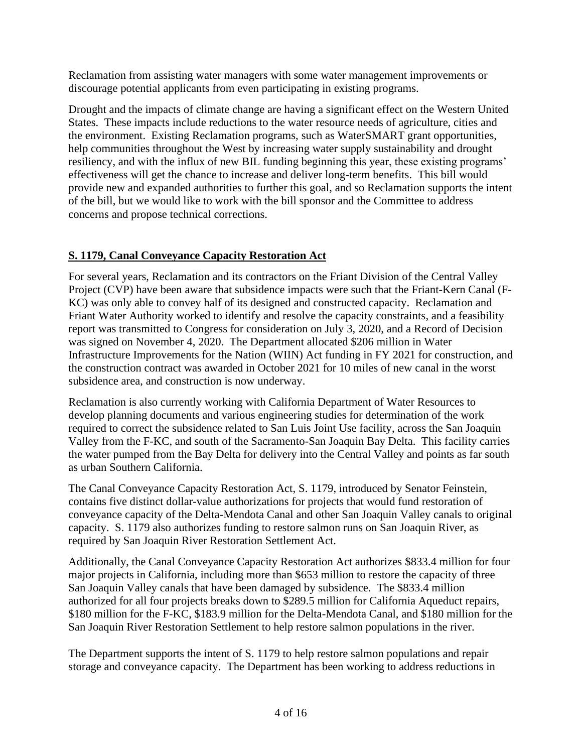Reclamation from assisting water managers with some water management improvements or discourage potential applicants from even participating in existing programs.

Drought and the impacts of climate change are having a significant effect on the Western United States. These impacts include reductions to the water resource needs of agriculture, cities and the environment. Existing Reclamation programs, such as WaterSMART grant opportunities, help communities throughout the West by increasing water supply sustainability and drought resiliency, and with the influx of new BIL funding beginning this year, these existing programs' effectiveness will get the chance to increase and deliver long-term benefits. This bill would provide new and expanded authorities to further this goal, and so Reclamation supports the intent of the bill, but we would like to work with the bill sponsor and the Committee to address concerns and propose technical corrections.

## S. 1179, Canal Conveyance Capacity Restoration Act

For several years, Reclamation and its contractors on the Friant Division of the Central Valley Project (CVP) have been aware that subsidence impacts were such that the Friant-Kern Canal (F-KC) was only able to convey half of its designed and constructed capacity. Reclamation and Friant Water Authority worked to identify and resolve the capacity constraints, and a feasibility report was transmitted to Congress for consideration on July 3, 2020, and a Record of Decision was signed on November 4, 2020. The Department allocated $206 million in Water Infrastructure Improvements for the Nation (WIIN) Act funding in FY 2021 for construction, and the construction contract was awarded in October 2021 for 10 miles of new canal in the worst subsidence area, and construction is now underway.

Reclamation is also currently working with California Department of Water Resources to develop planning documents and various engineering studies for determination of the work required to correct the subsidence related to San Luis Joint Use facility, across the San Joaquin Valley from the F-KC, and south of the Sacramento-San Joaquin Bay Delta. This facility carries the water pumped from the Bay Delta for delivery into the Central Valley and points as far south as urban Southern California.

The Canal Conveyance Capacity Restoration Act, S. 1179, introduced by Senator Feinstein, contains five distinct dollar-value authorizations for projects that would fund restoration of conveyance capacity of the Delta-Mendota Canal and other San Joaquin Valley canals to original capacity. S. 1179 also authorizes funding to restore salmon runs on San Joaquin River, as required by San Joaquin River Restoration Settlement Act.

Additionally, the Canal Conveyance Capacity Restoration Act authorizes $833.4 million for four major projects in California, including more than $653 million to restore the capacity of three San Joaquin Valley canals that have been damaged by subsidence. The $833.4 million authorized for all four projects breaks down to $289.5 million for California Aqueduct repairs, $180 million for the F-KC, $183.9 million for the Delta-Mendota Canal, and $180 million for the San Joaquin River Restoration Settlement to help restore salmon populations in the river.

The Department supports the intent of S. 1179 to help restore salmon populations and repair storage and conveyance capacity. The Department has been working to address reductions in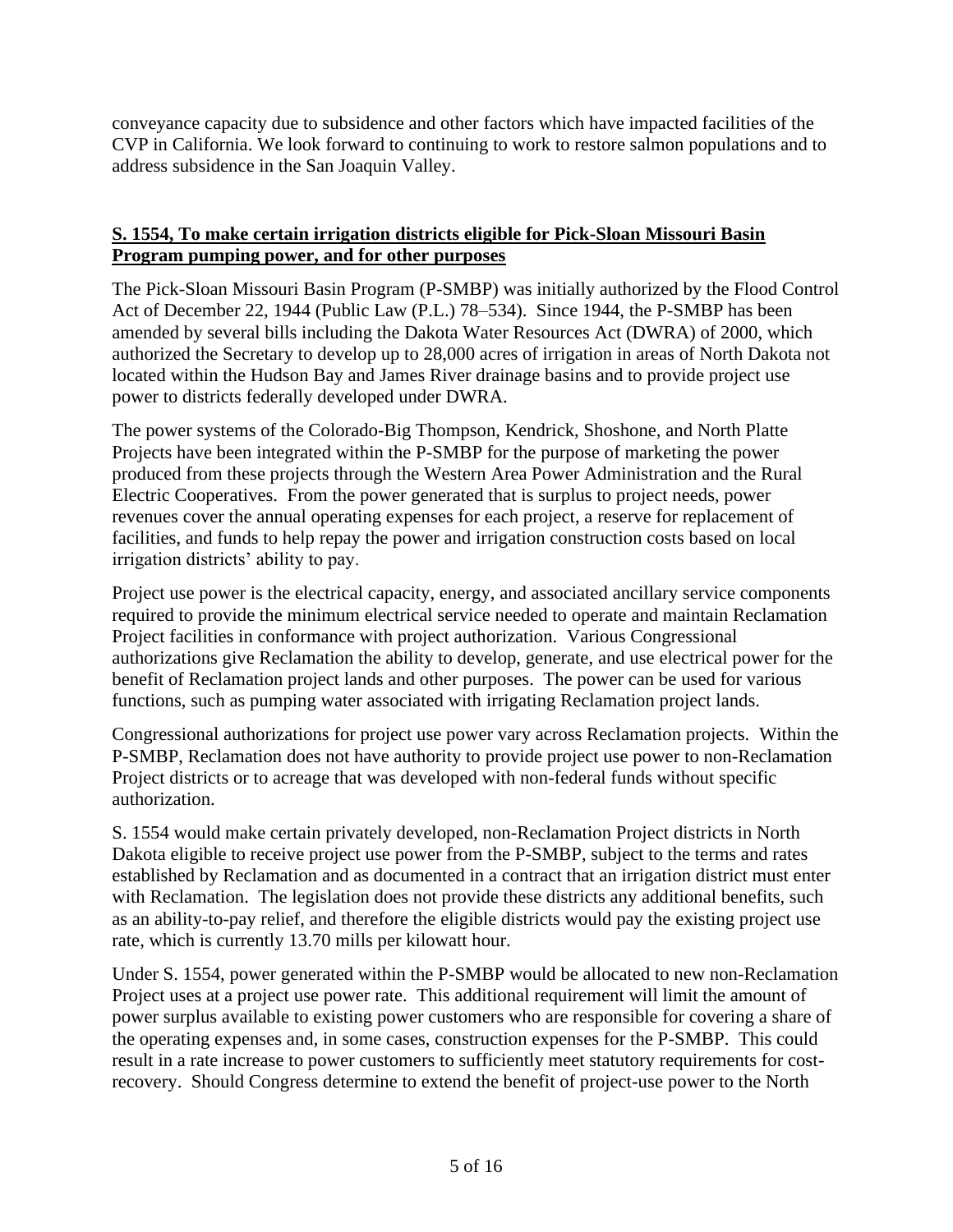conveyance capacity due to subsidence and other factors which have impacted facilities of the CVP in California. We look forward to continuing to work to restore salmon populations and to address subsidence in the San Joaquin Valley.

**S. 1554, To make certain irrigation districts eligible for Pick-Sloan Missouri Basin Program pumping power, and for other purposes**

The Pick-Sloan Missouri Basin Program (P-SMBP) was initially authorized by the Flood Control Act of December 22, 1944 (Public Law (P.L.) 78–534). Since 1944, the P-SMBP has been amended by several bills including the Dakota Water Resources Act (DWRA) of 2000, which authorized the Secretary to develop up to 28,000 acres of irrigation in areas of North Dakota not located within the Hudson Bay and James River drainage basins and to provide project use power to districts federally developed under DWRA.

The power systems of the Colorado-Big Thompson, Kendrick, Shoshone, and North Platte Projects have been integrated within the P-SMBP for the purpose of marketing the power produced from these projects through the Western Area Power Administration and the Rural Electric Cooperatives. From the power generated that is surplus to project needs, power revenues cover the annual operating expenses for each project, a reserve for replacement of facilities, and funds to help repay the power and irrigation construction costs based on local irrigation districts' ability to pay.

Project use power is the electrical capacity, energy, and associated ancillary service components required to provide the minimum electrical service needed to operate and maintain Reclamation Project facilities in conformance with project authorization. Various Congressional authorizations give Reclamation the ability to develop, generate, and use electrical power for the benefit of Reclamation project lands and other purposes. The power can be used for various functions, such as pumping water associated with irrigating Reclamation project lands.

Congressional authorizations for project use power vary across Reclamation projects. Within the P-SMBP, Reclamation does not have authority to provide project use power to non-Reclamation Project districts or to acreage that was developed with non-federal funds without specific authorization.

S. 1554 would make certain privately developed, non-Reclamation Project districts in North Dakota eligible to receive project use power from the P-SMBP, subject to the terms and rates established by Reclamation and as documented in a contract that an irrigation district must enter with Reclamation. The legislation does not provide these districts any additional benefits, such as an ability-to-pay relief, and therefore the eligible districts would pay the existing project use rate, which is currently 13.70 mills per kilowatt hour.

Under S. 1554, power generated within the P-SMBP would be allocated to new non-Reclamation Project uses at a project use power rate. This additional requirement will limit the amount of power surplus available to existing power customers who are responsible for covering a share of the operating expenses and, in some cases, construction expenses for the P-SMBP. This could result in a rate increase to power customers to sufficiently meet statutory requirements for cost-recovery. Should Congress determine to extend the benefit of project-use power to the North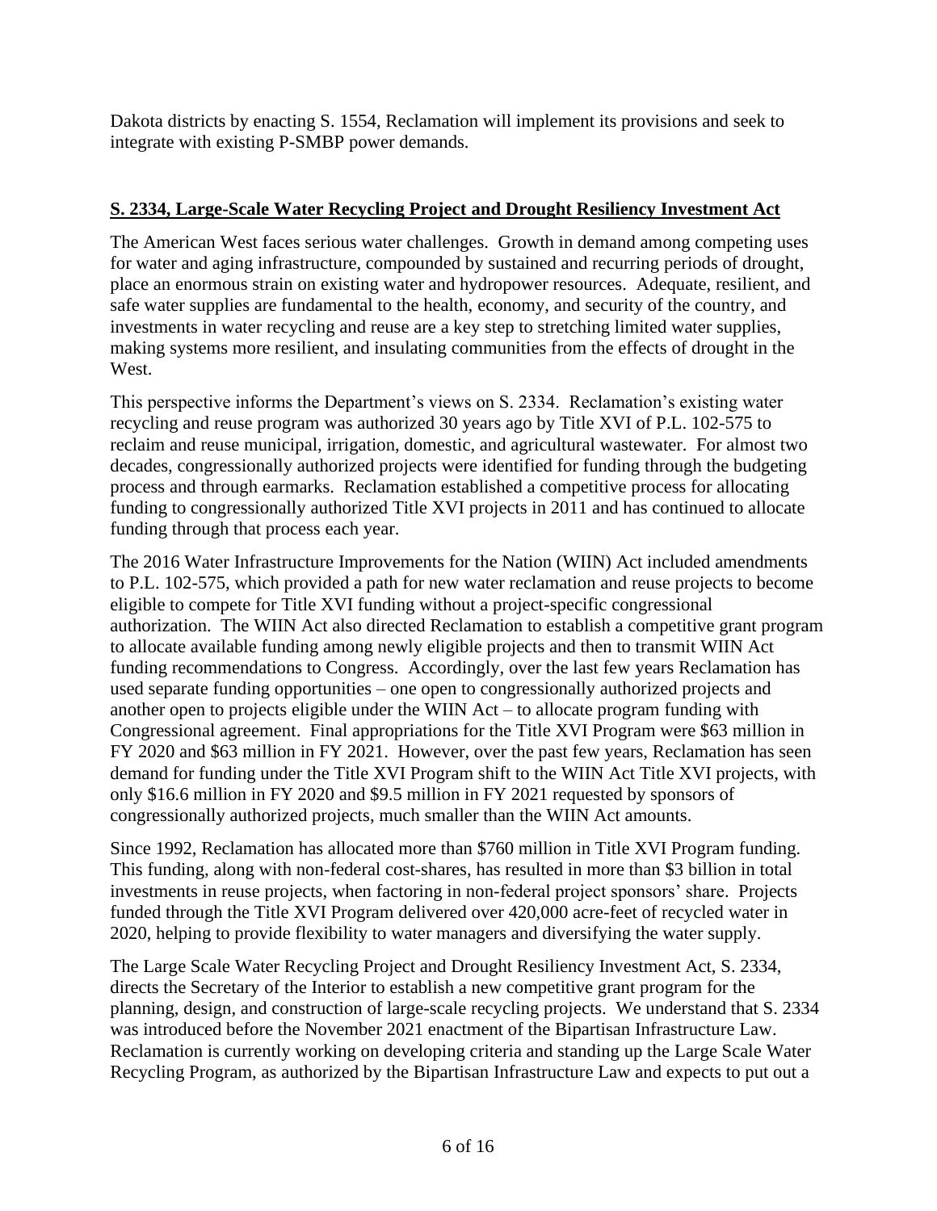Dakota districts by enacting S. 1554, Reclamation will implement its provisions and seek to integrate with existing P-SMBP power demands.

**S. 2334, Large-Scale Water Recycling Project and Drought Resiliency Investment Act**

The American West faces serious water challenges. Growth in demand among competing uses for water and aging infrastructure, compounded by sustained and recurring periods of drought, place an enormous strain on existing water and hydropower resources. Adequate, resilient, and safe water supplies are fundamental to the health, economy, and security of the country, and investments in water recycling and reuse are a key step to stretching limited water supplies, making systems more resilient, and insulating communities from the effects of drought in the West.

This perspective informs the Department's views on S. 2334. Reclamation's existing water recycling and reuse program was authorized 30 years ago by Title XVI of P.L. 102-575 to reclaim and reuse municipal, irrigation, domestic, and agricultural wastewater. For almost two decades, congressionally authorized projects were identified for funding through the budgeting process and through earmarks. Reclamation established a competitive process for allocating funding to congressionally authorized Title XVI projects in 2011 and has continued to allocate funding through that process each year.

The 2016 Water Infrastructure Improvements for the Nation (WIIN) Act included amendments to P.L. 102-575, which provided a path for new water reclamation and reuse projects to become eligible to compete for Title XVI funding without a project-specific congressional authorization. The WIIN Act also directed Reclamation to establish a competitive grant program to allocate available funding among newly eligible projects and then to transmit WIIN Act funding recommendations to Congress. Accordingly, over the last few years Reclamation has used separate funding opportunities – one open to congressionally authorized projects and another open to projects eligible under the WIIN Act – to allocate program funding with Congressional agreement. Final appropriations for the Title XVI Program were $63 million in FY 2020 and $63 million in FY 2021. However, over the past few years, Reclamation has seen demand for funding under the Title XVI Program shift to the WIIN Act Title XVI projects, with only $16.6 million in FY 2020 and $9.5 million in FY 2021 requested by sponsors of congressionally authorized projects, much smaller than the WIIN Act amounts.

Since 1992, Reclamation has allocated more than $760 million in Title XVI Program funding. This funding, along with non-federal cost-shares, has resulted in more than $3 billion in total investments in reuse projects, when factoring in non-federal project sponsors' share. Projects funded through the Title XVI Program delivered over 420,000 acre-feet of recycled water in 2020, helping to provide flexibility to water managers and diversifying the water supply.

The Large Scale Water Recycling Project and Drought Resiliency Investment Act, S. 2334, directs the Secretary of the Interior to establish a new competitive grant program for the planning, design, and construction of large-scale recycling projects. We understand that S. 2334 was introduced before the November 2021 enactment of the Bipartisan Infrastructure Law. Reclamation is currently working on developing criteria and standing up the Large Scale Water Recycling Program, as authorized by the Bipartisan Infrastructure Law and expects to put out a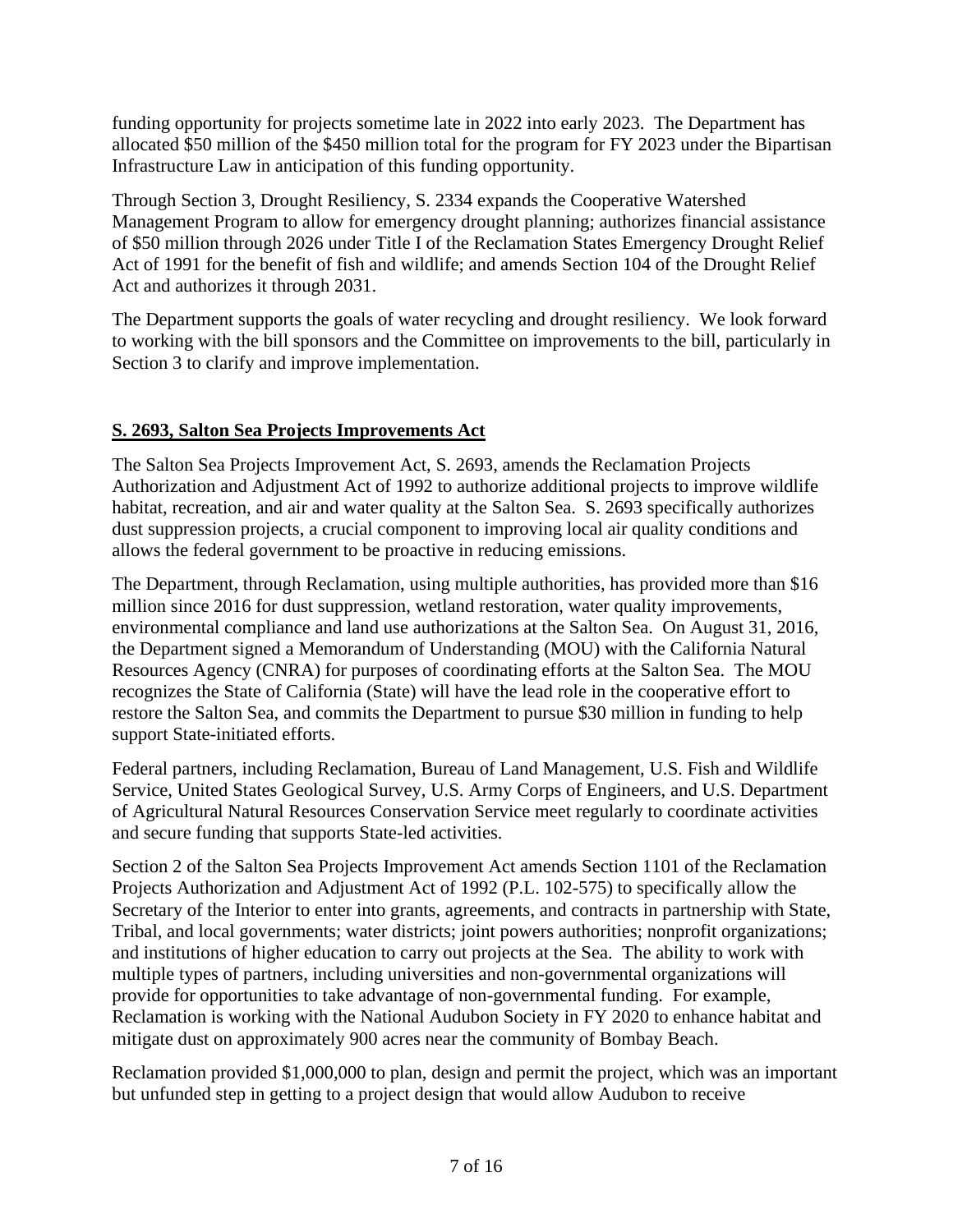funding opportunity for projects sometime late in 2022 into early 2023. The Department has allocated $50 million of the $450 million total for the program for FY 2023 under the Bipartisan Infrastructure Law in anticipation of this funding opportunity.

Through Section 3, Drought Resiliency, S. 2334 expands the Cooperative Watershed Management Program to allow for emergency drought planning; authorizes financial assistance of $50 million through 2026 under Title I of the Reclamation States Emergency Drought Relief Act of 1991 for the benefit of fish and wildlife; and amends Section 104 of the Drought Relief Act and authorizes it through 2031.

The Department supports the goals of water recycling and drought resiliency. We look forward to working with the bill sponsors and the Committee on improvements to the bill, particularly in Section 3 to clarify and improve implementation.

## S. 2693, Salton Sea Projects Improvements Act

The Salton Sea Projects Improvement Act, S. 2693, amends the Reclamation Projects Authorization and Adjustment Act of 1992 to authorize additional projects to improve wildlife habitat, recreation, and air and water quality at the Salton Sea. S. 2693 specifically authorizes dust suppression projects, a crucial component to improving local air quality conditions and allows the federal government to be proactive in reducing emissions.

The Department, through Reclamation, using multiple authorities, has provided more than $16 million since 2016 for dust suppression, wetland restoration, water quality improvements, environmental compliance and land use authorizations at the Salton Sea. On August 31, 2016, the Department signed a Memorandum of Understanding (MOU) with the California Natural Resources Agency (CNRA) for purposes of coordinating efforts at the Salton Sea. The MOU recognizes the State of California (State) will have the lead role in the cooperative effort to restore the Salton Sea, and commits the Department to pursue $30 million in funding to help support State-initiated efforts.

Federal partners, including Reclamation, Bureau of Land Management, U.S. Fish and Wildlife Service, United States Geological Survey, U.S. Army Corps of Engineers, and U.S. Department of Agricultural Natural Resources Conservation Service meet regularly to coordinate activities and secure funding that supports State-led activities.

Section 2 of the Salton Sea Projects Improvement Act amends Section 1101 of the Reclamation Projects Authorization and Adjustment Act of 1992 (P.L. 102-575) to specifically allow the Secretary of the Interior to enter into grants, agreements, and contracts in partnership with State, Tribal, and local governments; water districts; joint powers authorities; nonprofit organizations; and institutions of higher education to carry out projects at the Sea. The ability to work with multiple types of partners, including universities and non-governmental organizations will provide for opportunities to take advantage of non-governmental funding. For example, Reclamation is working with the National Audubon Society in FY 2020 to enhance habitat and mitigate dust on approximately 900 acres near the community of Bombay Beach.

Reclamation provided $1,000,000 to plan, design and permit the project, which was an important but unfunded step in getting to a project design that would allow Audubon to receive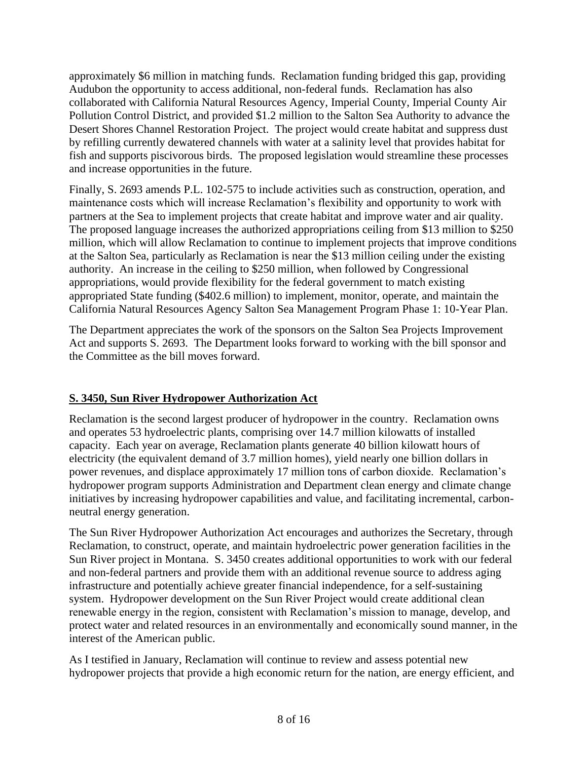approximately \$6 million in matching funds. Reclamation funding bridged this gap, providing Audubon the opportunity to access additional, non-federal funds. Reclamation has also collaborated with California Natural Resources Agency, Imperial County, Imperial County Air Pollution Control District, and provided \$1.2 million to the Salton Sea Authority to advance the Desert Shores Channel Restoration Project. The project would create habitat and suppress dust by refilling currently dewatered channels with water at a salinity level that provides habitat for fish and supports piscivorous birds. The proposed legislation would streamline these processes and increase opportunities in the future.

Finally, S. 2693 amends P.L. 102-575 to include activities such as construction, operation, and maintenance costs which will increase Reclamation's flexibility and opportunity to work with partners at the Sea to implement projects that create habitat and improve water and air quality. The proposed language increases the authorized appropriations ceiling from \$13 million to \$250 million, which will allow Reclamation to continue to implement projects that improve conditions at the Salton Sea, particularly as Reclamation is near the \$13 million ceiling under the existing authority. An increase in the ceiling to \$250 million, when followed by Congressional appropriations, would provide flexibility for the federal government to match existing appropriated State funding (\$402.6 million) to implement, monitor, operate, and maintain the California Natural Resources Agency Salton Sea Management Program Phase 1: 10-Year Plan.

The Department appreciates the work of the sponsors on the Salton Sea Projects Improvement Act and supports S. 2693. The Department looks forward to working with the bill sponsor and the Committee as the bill moves forward.

## S. 3450, Sun River Hydropower Authorization Act

Reclamation is the second largest producer of hydropower in the country. Reclamation owns and operates 53 hydroelectric plants, comprising over 14.7 million kilowatts of installed capacity. Each year on average, Reclamation plants generate 40 billion kilowatt hours of electricity (the equivalent demand of 3.7 million homes), yield nearly one billion dollars in power revenues, and displace approximately 17 million tons of carbon dioxide. Reclamation's hydropower program supports Administration and Department clean energy and climate change initiatives by increasing hydropower capabilities and value, and facilitating incremental, carbon-neutral energy generation.

The Sun River Hydropower Authorization Act encourages and authorizes the Secretary, through Reclamation, to construct, operate, and maintain hydroelectric power generation facilities in the Sun River project in Montana. S. 3450 creates additional opportunities to work with our federal and non-federal partners and provide them with an additional revenue source to address aging infrastructure and potentially achieve greater financial independence, for a self-sustaining system. Hydropower development on the Sun River Project would create additional clean renewable energy in the region, consistent with Reclamation's mission to manage, develop, and protect water and related resources in an environmentally and economically sound manner, in the interest of the American public.

As I testified in January, Reclamation will continue to review and assess potential new hydropower projects that provide a high economic return for the nation, are energy efficient, and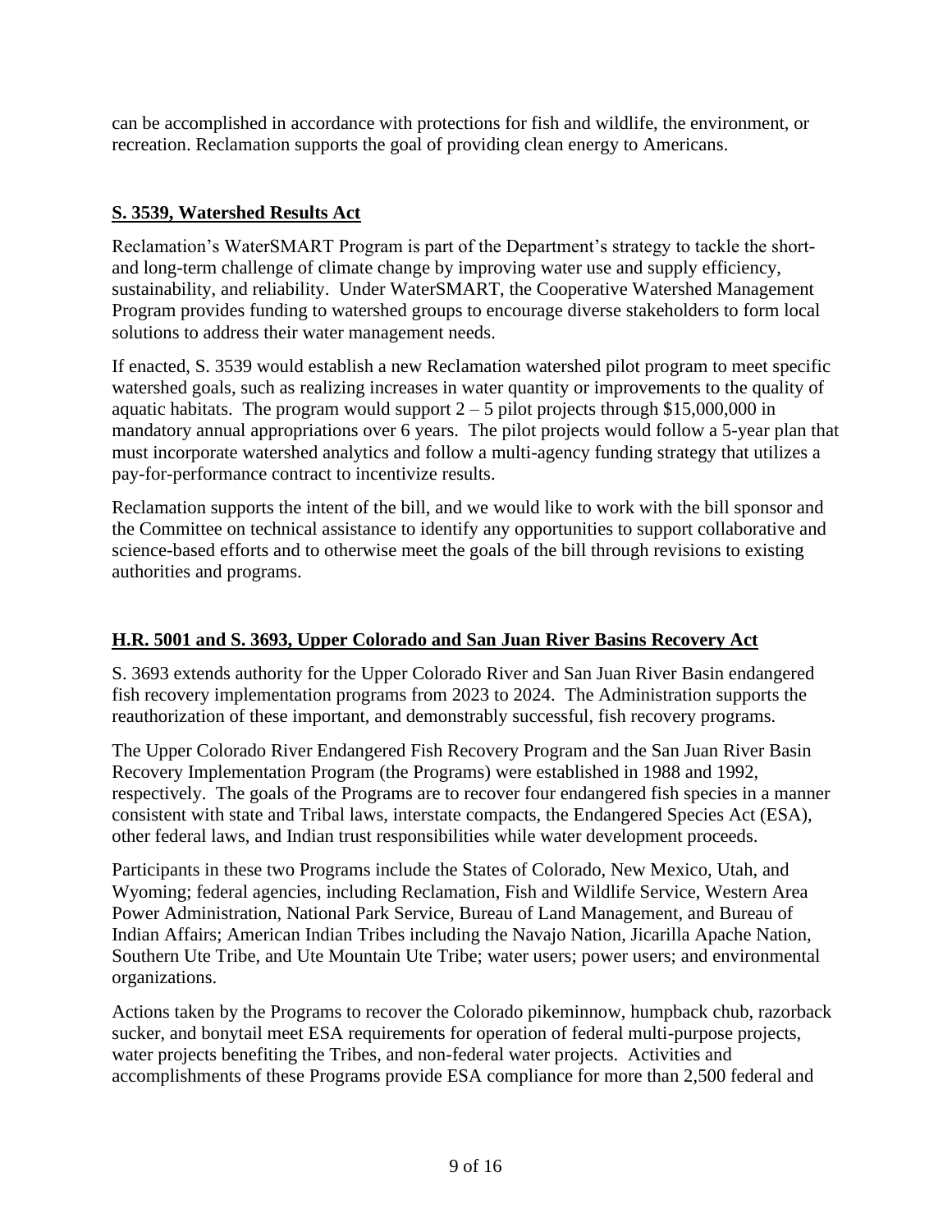can be accomplished in accordance with protections for fish and wildlife, the environment, or recreation. Reclamation supports the goal of providing clean energy to Americans.

## **S. 3539, Watershed Results Act**

Reclamation's WaterSMART Program is part of the Department's strategy to tackle the short- and long-term challenge of climate change by improving water use and supply efficiency, sustainability, and reliability. Under WaterSMART, the Cooperative Watershed Management Program provides funding to watershed groups to encourage diverse stakeholders to form local solutions to address their water management needs.

If enacted, S. 3539 would establish a new Reclamation watershed pilot program to meet specific watershed goals, such as realizing increases in water quantity or improvements to the quality of aquatic habitats. The program would support 2 – 5 pilot projects through $15,000,000 in mandatory annual appropriations over 6 years. The pilot projects would follow a 5-year plan that must incorporate watershed analytics and follow a multi-agency funding strategy that utilizes a pay-for-performance contract to incentivize results.

Reclamation supports the intent of the bill, and we would like to work with the bill sponsor and the Committee on technical assistance to identify any opportunities to support collaborative and science-based efforts and to otherwise meet the goals of the bill through revisions to existing authorities and programs.

## **H.R. 5001 and S. 3693, Upper Colorado and San Juan River Basins Recovery Act**

S. 3693 extends authority for the Upper Colorado River and San Juan River Basin endangered fish recovery implementation programs from 2023 to 2024. The Administration supports the reauthorization of these important, and demonstrably successful, fish recovery programs.

The Upper Colorado River Endangered Fish Recovery Program and the San Juan River Basin Recovery Implementation Program (the Programs) were established in 1988 and 1992, respectively. The goals of the Programs are to recover four endangered fish species in a manner consistent with state and Tribal laws, interstate compacts, the Endangered Species Act (ESA), other federal laws, and Indian trust responsibilities while water development proceeds.

Participants in these two Programs include the States of Colorado, New Mexico, Utah, and Wyoming; federal agencies, including Reclamation, Fish and Wildlife Service, Western Area Power Administration, National Park Service, Bureau of Land Management, and Bureau of Indian Affairs; American Indian Tribes including the Navajo Nation, Jicarilla Apache Nation, Southern Ute Tribe, and Ute Mountain Ute Tribe; water users; power users; and environmental organizations.

Actions taken by the Programs to recover the Colorado pikeminnow, humpback chub, razorback sucker, and bonytail meet ESA requirements for operation of federal multi-purpose projects, water projects benefiting the Tribes, and non-federal water projects. Activities and accomplishments of these Programs provide ESA compliance for more than 2,500 federal and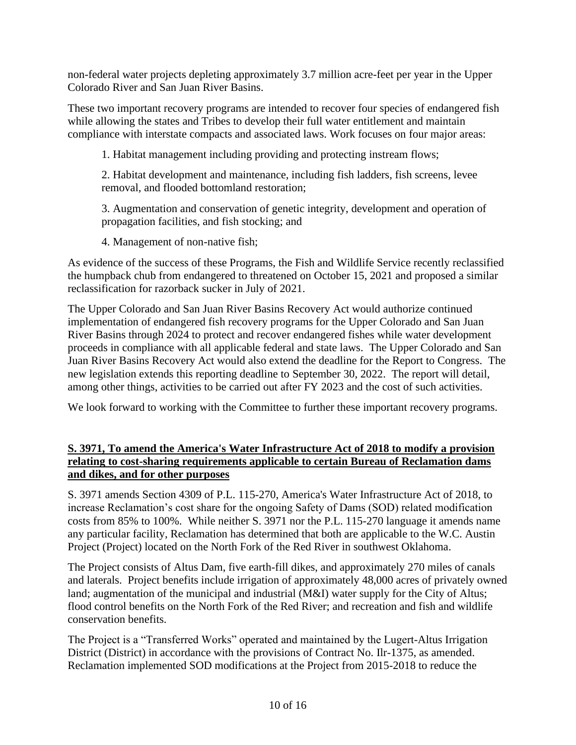non-federal water projects depleting approximately 3.7 million acre-feet per year in the Upper Colorado River and San Juan River Basins.

These two important recovery programs are intended to recover four species of endangered fish while allowing the states and Tribes to develop their full water entitlement and maintain compliance with interstate compacts and associated laws. Work focuses on four major areas:

1. Habitat management including providing and protecting instream flows;

2. Habitat development and maintenance, including fish ladders, fish screens, levee removal, and flooded bottomland restoration;

3. Augmentation and conservation of genetic integrity, development and operation of propagation facilities, and fish stocking; and

4. Management of non-native fish;

As evidence of the success of these Programs, the Fish and Wildlife Service recently reclassified the humpback chub from endangered to threatened on October 15, 2021 and proposed a similar reclassification for razorback sucker in July of 2021.

The Upper Colorado and San Juan River Basins Recovery Act would authorize continued implementation of endangered fish recovery programs for the Upper Colorado and San Juan River Basins through 2024 to protect and recover endangered fishes while water development proceeds in compliance with all applicable federal and state laws. The Upper Colorado and San Juan River Basins Recovery Act would also extend the deadline for the Report to Congress. The new legislation extends this reporting deadline to September 30, 2022. The report will detail, among other things, activities to be carried out after FY 2023 and the cost of such activities.

We look forward to working with the Committee to further these important recovery programs.

**S. 3971, To amend the America's Water Infrastructure Act of 2018 to modify a provision relating to cost-sharing requirements applicable to certain Bureau of Reclamation dams and dikes, and for other purposes**

S. 3971 amends Section 4309 of P.L. 115-270, America's Water Infrastructure Act of 2018, to increase Reclamation's cost share for the ongoing Safety of Dams (SOD) related modification costs from 85% to 100%. While neither S. 3971 nor the P.L. 115-270 language it amends name any particular facility, Reclamation has determined that both are applicable to the W.C. Austin Project (Project) located on the North Fork of the Red River in southwest Oklahoma.

The Project consists of Altus Dam, five earth-fill dikes, and approximately 270 miles of canals and laterals. Project benefits include irrigation of approximately 48,000 acres of privately owned land; augmentation of the municipal and industrial (M&I) water supply for the City of Altus; flood control benefits on the North Fork of the Red River; and recreation and fish and wildlife conservation benefits.

The Project is a "Transferred Works" operated and maintained by the Lugert-Altus Irrigation District (District) in accordance with the provisions of Contract No. Ilr-1375, as amended. Reclamation implemented SOD modifications at the Project from 2015-2018 to reduce the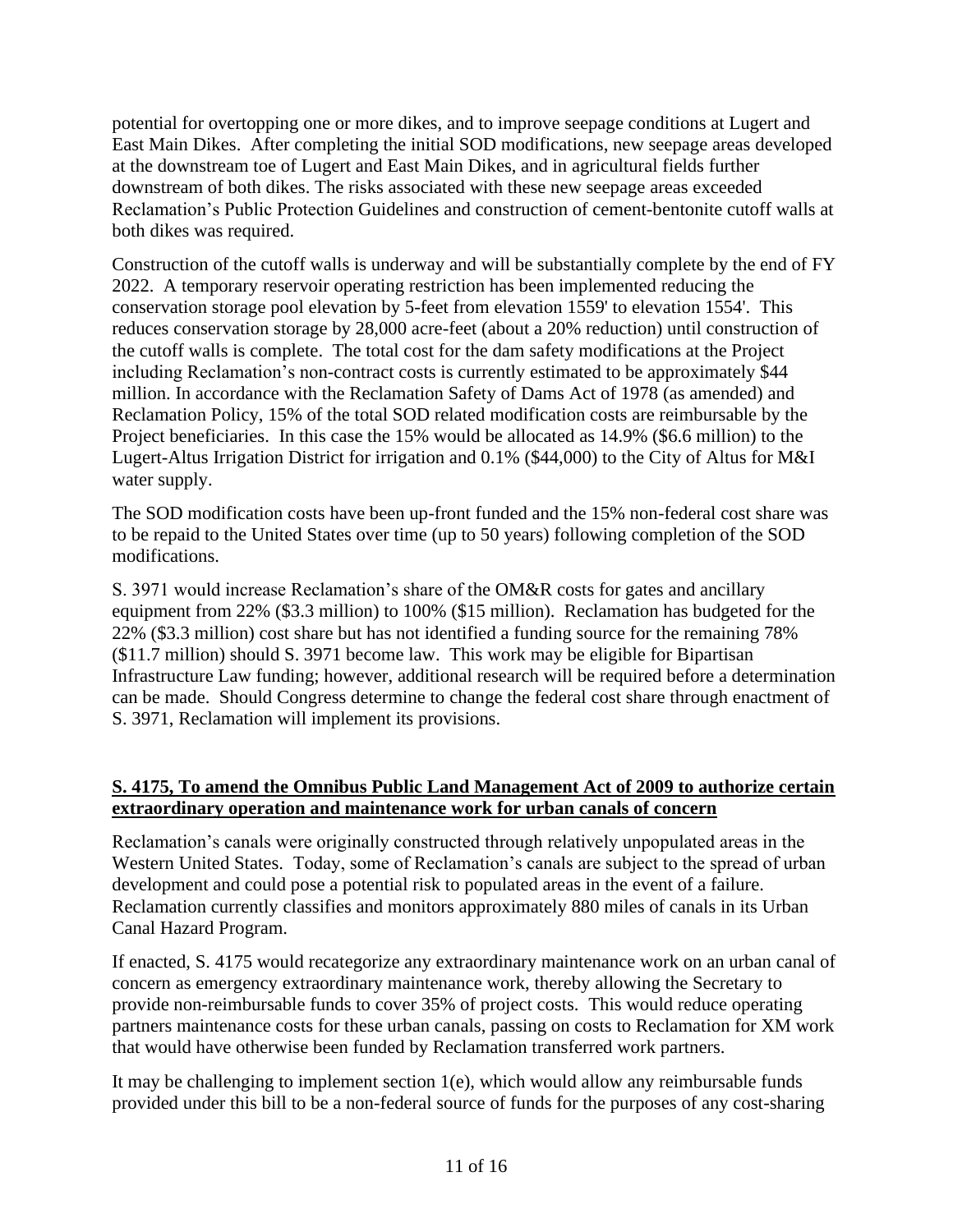potential for overtopping one or more dikes, and to improve seepage conditions at Lugert and East Main Dikes. After completing the initial SOD modifications, new seepage areas developed at the downstream toe of Lugert and East Main Dikes, and in agricultural fields further downstream of both dikes. The risks associated with these new seepage areas exceeded Reclamation's Public Protection Guidelines and construction of cement-bentonite cutoff walls at both dikes was required.

Construction of the cutoff walls is underway and will be substantially complete by the end of FY 2022. A temporary reservoir operating restriction has been implemented reducing the conservation storage pool elevation by 5-feet from elevation 1559' to elevation 1554'. This reduces conservation storage by 28,000 acre-feet (about a 20% reduction) until construction of the cutoff walls is complete. The total cost for the dam safety modifications at the Project including Reclamation's non-contract costs is currently estimated to be approximately $44 million. In accordance with the Reclamation Safety of Dams Act of 1978 (as amended) and Reclamation Policy, 15% of the total SOD related modification costs are reimbursable by the Project beneficiaries. In this case the 15% would be allocated as 14.9% ($6.6 million) to the Lugert-Altus Irrigation District for irrigation and 0.1% ($44,000) to the City of Altus for M&I water supply.

The SOD modification costs have been up-front funded and the 15% non-federal cost share was to be repaid to the United States over time (up to 50 years) following completion of the SOD modifications.

S. 3971 would increase Reclamation's share of the OM&R costs for gates and ancillary equipment from 22% ($3.3 million) to 100% ($15 million). Reclamation has budgeted for the 22% ($3.3 million) cost share but has not identified a funding source for the remaining 78% ($11.7 million) should S. 3971 become law. This work may be eligible for Bipartisan Infrastructure Law funding; however, additional research will be required before a determination can be made. Should Congress determine to change the federal cost share through enactment of S. 3971, Reclamation will implement its provisions.

**S. 4175, To amend the Omnibus Public Land Management Act of 2009 to authorize certain extraordinary operation and maintenance work for urban canals of concern**

Reclamation's canals were originally constructed through relatively unpopulated areas in the Western United States. Today, some of Reclamation's canals are subject to the spread of urban development and could pose a potential risk to populated areas in the event of a failure. Reclamation currently classifies and monitors approximately 880 miles of canals in its Urban Canal Hazard Program.

If enacted, S. 4175 would recategorize any extraordinary maintenance work on an urban canal of concern as emergency extraordinary maintenance work, thereby allowing the Secretary to provide non-reimbursable funds to cover 35% of project costs. This would reduce operating partners maintenance costs for these urban canals, passing on costs to Reclamation for XM work that would have otherwise been funded by Reclamation transferred work partners.

It may be challenging to implement section 1(e), which would allow any reimbursable funds provided under this bill to be a non-federal source of funds for the purposes of any cost-sharing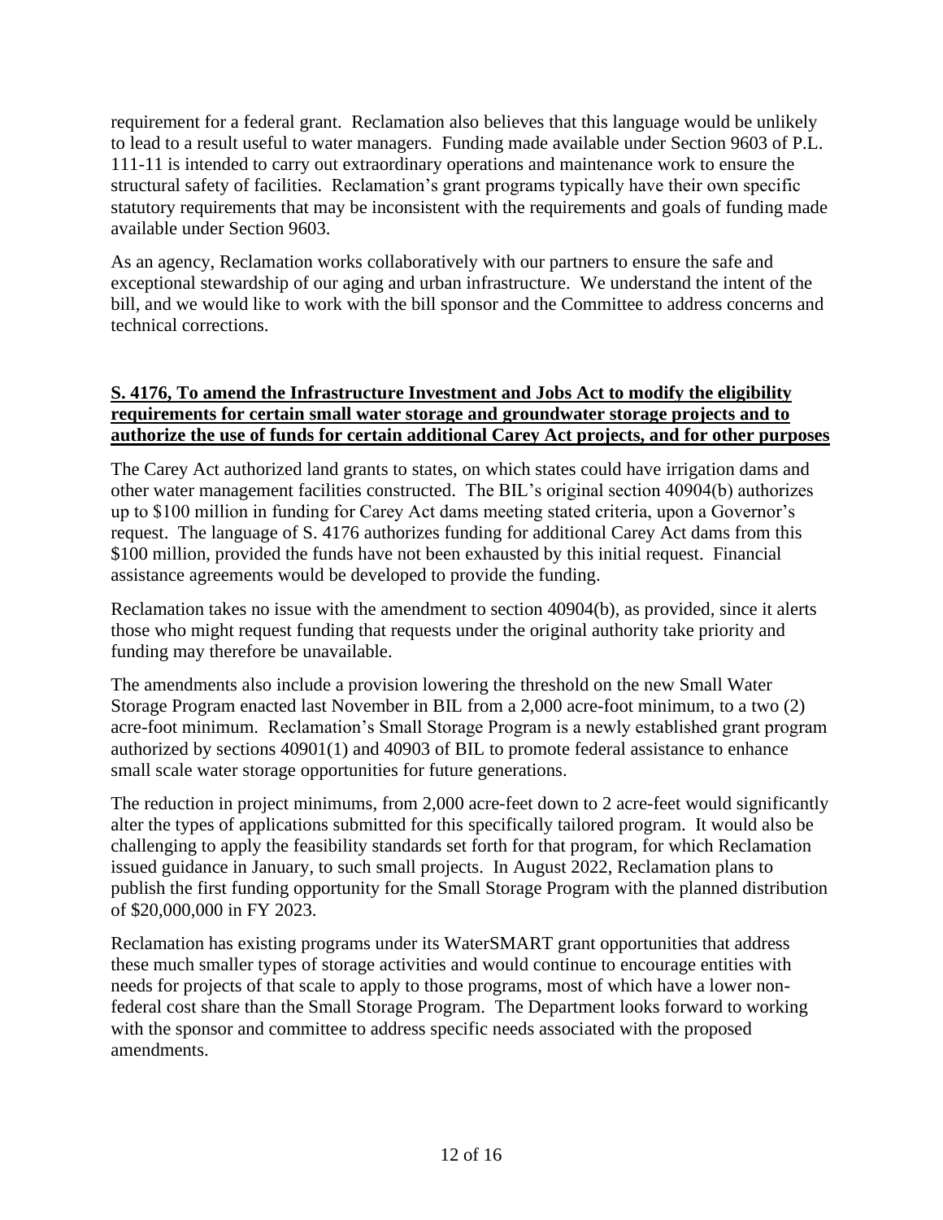requirement for a federal grant. Reclamation also believes that this language would be unlikely to lead to a result useful to water managers. Funding made available under Section 9603 of P.L. 111-11 is intended to carry out extraordinary operations and maintenance work to ensure the structural safety of facilities. Reclamation's grant programs typically have their own specific statutory requirements that may be inconsistent with the requirements and goals of funding made available under Section 9603.

As an agency, Reclamation works collaboratively with our partners to ensure the safe and exceptional stewardship of our aging and urban infrastructure. We understand the intent of the bill, and we would like to work with the bill sponsor and the Committee to address concerns and technical corrections.

**S. 4176, To amend the Infrastructure Investment and Jobs Act to modify the eligibility requirements for certain small water storage and groundwater storage projects and to authorize the use of funds for certain additional Carey Act projects, and for other purposes**

The Carey Act authorized land grants to states, on which states could have irrigation dams and other water management facilities constructed. The BIL's original section 40904(b) authorizes up to $100 million in funding for Carey Act dams meeting stated criteria, upon a Governor's request. The language of S. 4176 authorizes funding for additional Carey Act dams from this $100 million, provided the funds have not been exhausted by this initial request. Financial assistance agreements would be developed to provide the funding.

Reclamation takes no issue with the amendment to section 40904(b), as provided, since it alerts those who might request funding that requests under the original authority take priority and funding may therefore be unavailable.

The amendments also include a provision lowering the threshold on the new Small Water Storage Program enacted last November in BIL from a 2,000 acre-foot minimum, to a two (2) acre-foot minimum. Reclamation's Small Storage Program is a newly established grant program authorized by sections 40901(1) and 40903 of BIL to promote federal assistance to enhance small scale water storage opportunities for future generations.

The reduction in project minimums, from 2,000 acre-feet down to 2 acre-feet would significantly alter the types of applications submitted for this specifically tailored program. It would also be challenging to apply the feasibility standards set forth for that program, for which Reclamation issued guidance in January, to such small projects. In August 2022, Reclamation plans to publish the first funding opportunity for the Small Storage Program with the planned distribution of $20,000,000 in FY 2023.

Reclamation has existing programs under its WaterSMART grant opportunities that address these much smaller types of storage activities and would continue to encourage entities with needs for projects of that scale to apply to those programs, most of which have a lower non-federal cost share than the Small Storage Program. The Department looks forward to working with the sponsor and committee to address specific needs associated with the proposed amendments.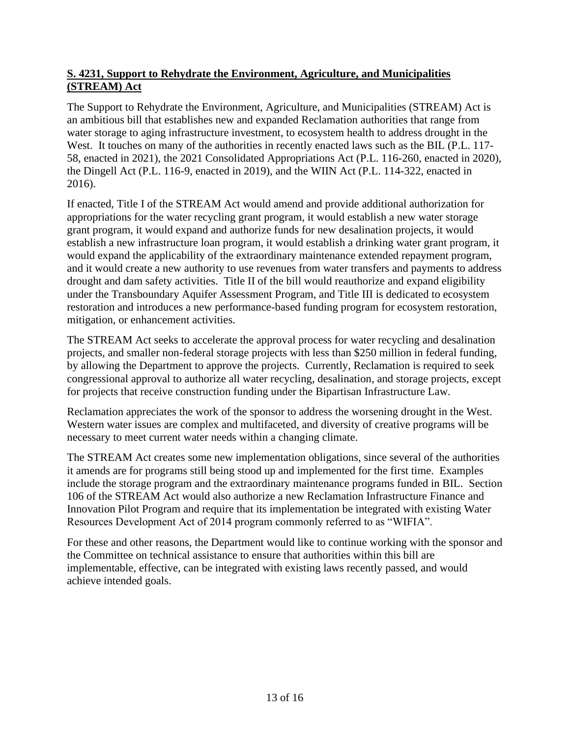**S. 4231, Support to Rehydrate the Environment, Agriculture, and Municipalities (STREAM) Act**

The Support to Rehydrate the Environment, Agriculture, and Municipalities (STREAM) Act is an ambitious bill that establishes new and expanded Reclamation authorities that range from water storage to aging infrastructure investment, to ecosystem health to address drought in the West. It touches on many of the authorities in recently enacted laws such as the BIL (P.L. 117-58, enacted in 2021), the 2021 Consolidated Appropriations Act (P.L. 116-260, enacted in 2020), the Dingell Act (P.L. 116-9, enacted in 2019), and the WIIN Act (P.L. 114-322, enacted in 2016).

If enacted, Title I of the STREAM Act would amend and provide additional authorization for appropriations for the water recycling grant program, it would establish a new water storage grant program, it would expand and authorize funds for new desalination projects, it would establish a new infrastructure loan program, it would establish a drinking water grant program, it would expand the applicability of the extraordinary maintenance extended repayment program, and it would create a new authority to use revenues from water transfers and payments to address drought and dam safety activities. Title II of the bill would reauthorize and expand eligibility under the Transboundary Aquifer Assessment Program, and Title III is dedicated to ecosystem restoration and introduces a new performance-based funding program for ecosystem restoration, mitigation, or enhancement activities.

The STREAM Act seeks to accelerate the approval process for water recycling and desalination projects, and smaller non-federal storage projects with less than $250 million in federal funding, by allowing the Department to approve the projects. Currently, Reclamation is required to seek congressional approval to authorize all water recycling, desalination, and storage projects, except for projects that receive construction funding under the Bipartisan Infrastructure Law.

Reclamation appreciates the work of the sponsor to address the worsening drought in the West. Western water issues are complex and multifaceted, and diversity of creative programs will be necessary to meet current water needs within a changing climate.

The STREAM Act creates some new implementation obligations, since several of the authorities it amends are for programs still being stood up and implemented for the first time. Examples include the storage program and the extraordinary maintenance programs funded in BIL. Section 106 of the STREAM Act would also authorize a new Reclamation Infrastructure Finance and Innovation Pilot Program and require that its implementation be integrated with existing Water Resources Development Act of 2014 program commonly referred to as "WIFIA".

For these and other reasons, the Department would like to continue working with the sponsor and the Committee on technical assistance to ensure that authorities within this bill are implementable, effective, can be integrated with existing laws recently passed, and would achieve intended goals.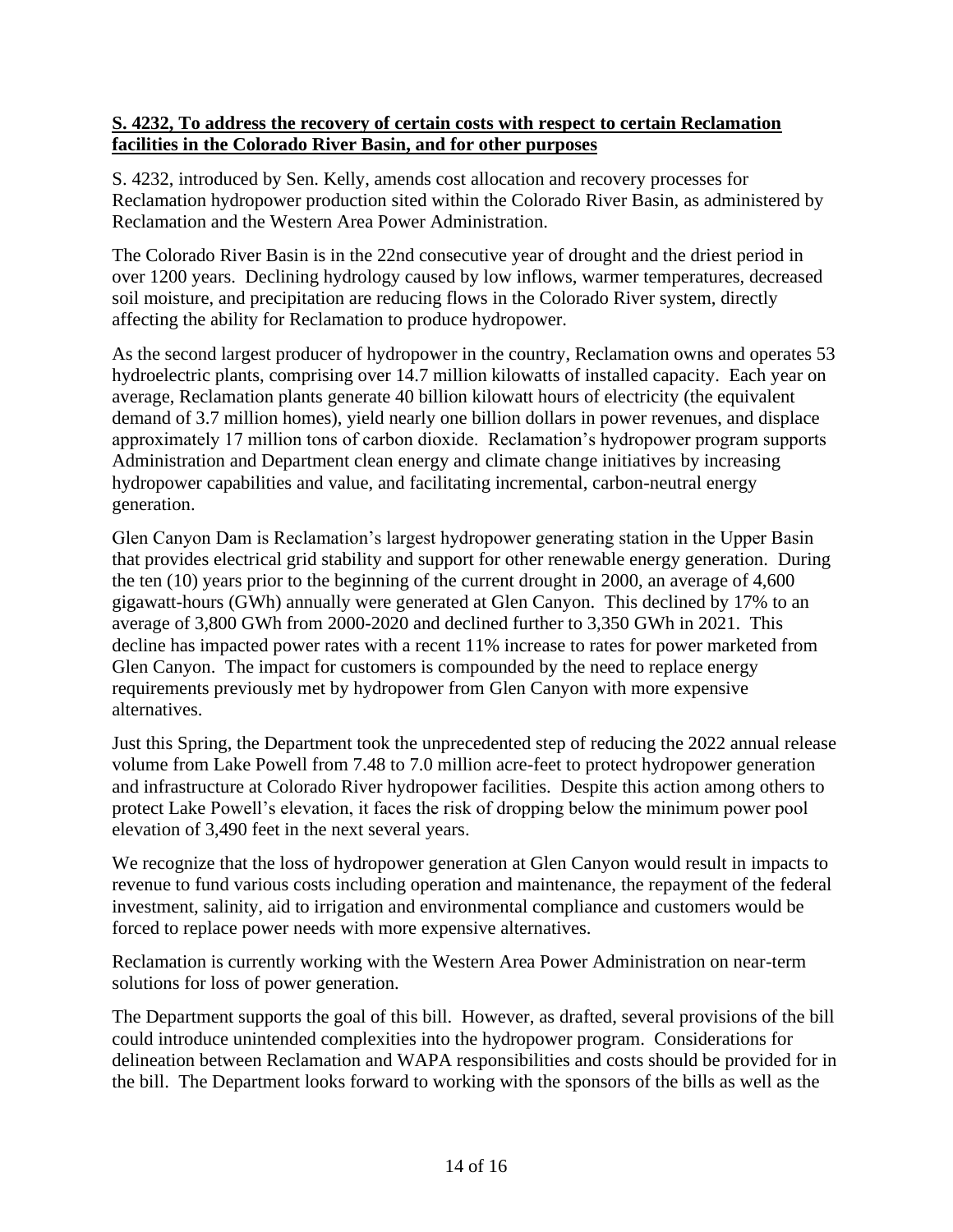**S. 4232, To address the recovery of certain costs with respect to certain Reclamation facilities in the Colorado River Basin, and for other purposes**

S. 4232, introduced by Sen. Kelly, amends cost allocation and recovery processes for Reclamation hydropower production sited within the Colorado River Basin, as administered by Reclamation and the Western Area Power Administration.

The Colorado River Basin is in the 22nd consecutive year of drought and the driest period in over 1200 years. Declining hydrology caused by low inflows, warmer temperatures, decreased soil moisture, and precipitation are reducing flows in the Colorado River system, directly affecting the ability for Reclamation to produce hydropower.

As the second largest producer of hydropower in the country, Reclamation owns and operates 53 hydroelectric plants, comprising over 14.7 million kilowatts of installed capacity. Each year on average, Reclamation plants generate 40 billion kilowatt hours of electricity (the equivalent demand of 3.7 million homes), yield nearly one billion dollars in power revenues, and displace approximately 17 million tons of carbon dioxide. Reclamation's hydropower program supports Administration and Department clean energy and climate change initiatives by increasing hydropower capabilities and value, and facilitating incremental, carbon-neutral energy generation.

Glen Canyon Dam is Reclamation's largest hydropower generating station in the Upper Basin that provides electrical grid stability and support for other renewable energy generation. During the ten (10) years prior to the beginning of the current drought in 2000, an average of 4,600 gigawatt-hours (GWh) annually were generated at Glen Canyon. This declined by 17% to an average of 3,800 GWh from 2000-2020 and declined further to 3,350 GWh in 2021. This decline has impacted power rates with a recent 11% increase to rates for power marketed from Glen Canyon. The impact for customers is compounded by the need to replace energy requirements previously met by hydropower from Glen Canyon with more expensive alternatives.

Just this Spring, the Department took the unprecedented step of reducing the 2022 annual release volume from Lake Powell from 7.48 to 7.0 million acre-feet to protect hydropower generation and infrastructure at Colorado River hydropower facilities. Despite this action among others to protect Lake Powell's elevation, it faces the risk of dropping below the minimum power pool elevation of 3,490 feet in the next several years.

We recognize that the loss of hydropower generation at Glen Canyon would result in impacts to revenue to fund various costs including operation and maintenance, the repayment of the federal investment, salinity, aid to irrigation and environmental compliance and customers would be forced to replace power needs with more expensive alternatives.

Reclamation is currently working with the Western Area Power Administration on near-term solutions for loss of power generation.

The Department supports the goal of this bill. However, as drafted, several provisions of the bill could introduce unintended complexities into the hydropower program. Considerations for delineation between Reclamation and WAPA responsibilities and costs should be provided for in the bill. The Department looks forward to working with the sponsors of the bills as well as the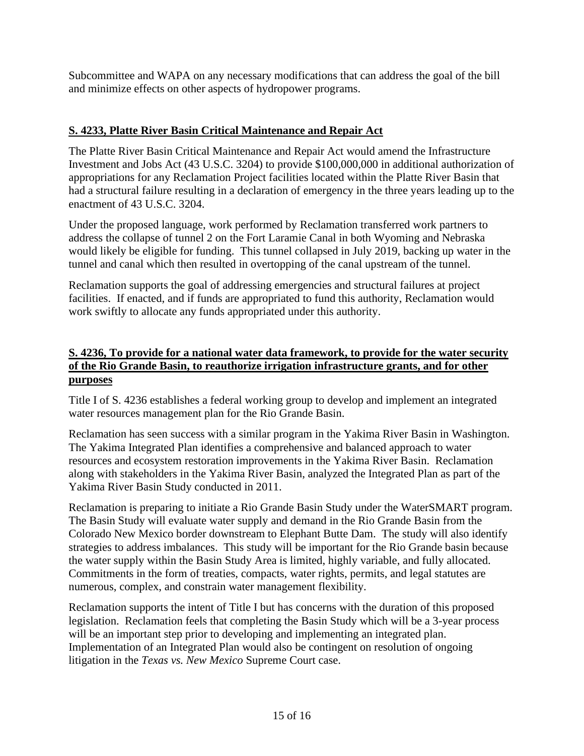Subcommittee and WAPA on any necessary modifications that can address the goal of the bill and minimize effects on other aspects of hydropower programs.

## **S. 4233, Platte River Basin Critical Maintenance and Repair Act**

The Platte River Basin Critical Maintenance and Repair Act would amend the Infrastructure Investment and Jobs Act (43 U.S.C. 3204) to provide $100,000,000 in additional authorization of appropriations for any Reclamation Project facilities located within the Platte River Basin that had a structural failure resulting in a declaration of emergency in the three years leading up to the enactment of 43 U.S.C. 3204.

Under the proposed language, work performed by Reclamation transferred work partners to address the collapse of tunnel 2 on the Fort Laramie Canal in both Wyoming and Nebraska would likely be eligible for funding. This tunnel collapsed in July 2019, backing up water in the tunnel and canal which then resulted in overtopping of the canal upstream of the tunnel.

Reclamation supports the goal of addressing emergencies and structural failures at project facilities. If enacted, and if funds are appropriated to fund this authority, Reclamation would work swiftly to allocate any funds appropriated under this authority.

## **S. 4236, To provide for a national water data framework, to provide for the water security of the Rio Grande Basin, to reauthorize irrigation infrastructure grants, and for other purposes**

Title I of S. 4236 establishes a federal working group to develop and implement an integrated water resources management plan for the Rio Grande Basin.

Reclamation has seen success with a similar program in the Yakima River Basin in Washington. The Yakima Integrated Plan identifies a comprehensive and balanced approach to water resources and ecosystem restoration improvements in the Yakima River Basin. Reclamation along with stakeholders in the Yakima River Basin, analyzed the Integrated Plan as part of the Yakima River Basin Study conducted in 2011.

Reclamation is preparing to initiate a Rio Grande Basin Study under the WaterSMART program. The Basin Study will evaluate water supply and demand in the Rio Grande Basin from the Colorado New Mexico border downstream to Elephant Butte Dam. The study will also identify strategies to address imbalances. This study will be important for the Rio Grande basin because the water supply within the Basin Study Area is limited, highly variable, and fully allocated. Commitments in the form of treaties, compacts, water rights, permits, and legal statutes are numerous, complex, and constrain water management flexibility.

Reclamation supports the intent of Title I but has concerns with the duration of this proposed legislation. Reclamation feels that completing the Basin Study which will be a 3-year process will be an important step prior to developing and implementing an integrated plan. Implementation of an Integrated Plan would also be contingent on resolution of ongoing litigation in the *Texas vs. New Mexico* Supreme Court case.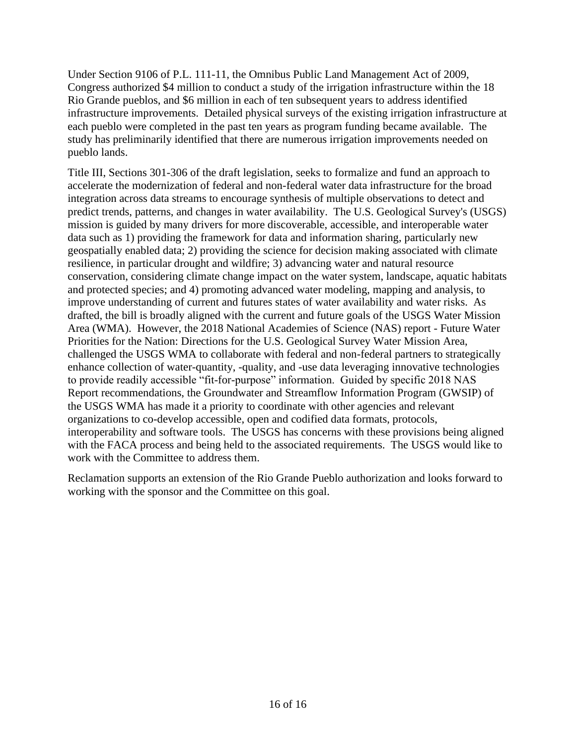Under Section 9106 of P.L. 111-11, the Omnibus Public Land Management Act of 2009, Congress authorized $4 million to conduct a study of the irrigation infrastructure within the 18 Rio Grande pueblos, and $6 million in each of ten subsequent years to address identified infrastructure improvements. Detailed physical surveys of the existing irrigation infrastructure at each pueblo were completed in the past ten years as program funding became available. The study has preliminarily identified that there are numerous irrigation improvements needed on pueblo lands.

Title III, Sections 301-306 of the draft legislation, seeks to formalize and fund an approach to accelerate the modernization of federal and non-federal water data infrastructure for the broad integration across data streams to encourage synthesis of multiple observations to detect and predict trends, patterns, and changes in water availability. The U.S. Geological Survey's (USGS) mission is guided by many drivers for more discoverable, accessible, and interoperable water data such as 1) providing the framework for data and information sharing, particularly new geospatially enabled data; 2) providing the science for decision making associated with climate resilience, in particular drought and wildfire; 3) advancing water and natural resource conservation, considering climate change impact on the water system, landscape, aquatic habitats and protected species; and 4) promoting advanced water modeling, mapping and analysis, to improve understanding of current and futures states of water availability and water risks. As drafted, the bill is broadly aligned with the current and future goals of the USGS Water Mission Area (WMA). However, the 2018 National Academies of Science (NAS) report - Future Water Priorities for the Nation: Directions for the U.S. Geological Survey Water Mission Area, challenged the USGS WMA to collaborate with federal and non-federal partners to strategically enhance collection of water-quantity, -quality, and -use data leveraging innovative technologies to provide readily accessible "fit-for-purpose" information. Guided by specific 2018 NAS Report recommendations, the Groundwater and Streamflow Information Program (GWSIP) of the USGS WMA has made it a priority to coordinate with other agencies and relevant organizations to co-develop accessible, open and codified data formats, protocols, interoperability and software tools. The USGS has concerns with these provisions being aligned with the FACA process and being held to the associated requirements. The USGS would like to work with the Committee to address them.

Reclamation supports an extension of the Rio Grande Pueblo authorization and looks forward to working with the sponsor and the Committee on this goal.